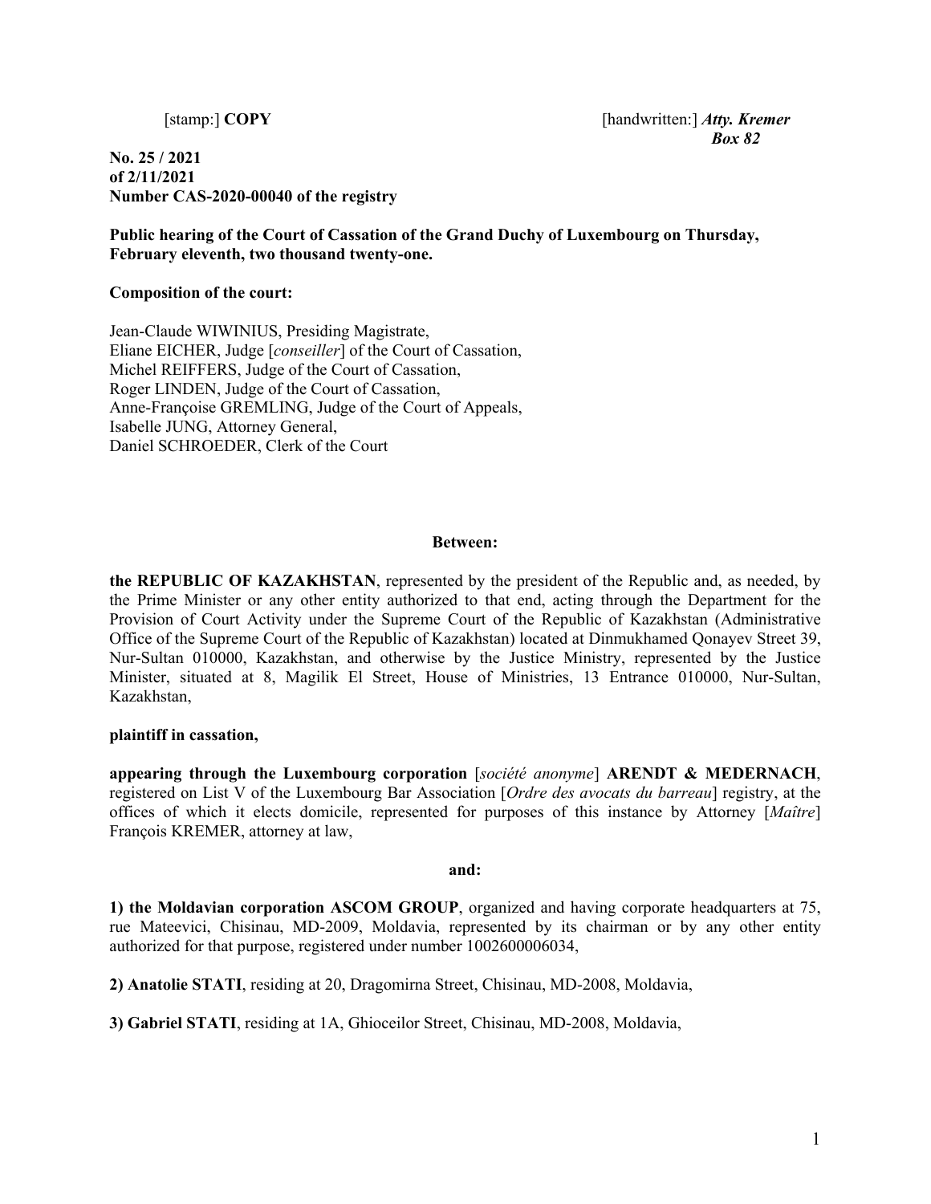[stamp:] **COPY** [handwritten:] ***Atty. Kremer Box 82***

**No. 25 / 2021**
**of 2/11/2021**
**Number CAS-2020-00040 of the registry**

**Public hearing of the Court of Cassation of the Grand Duchy of Luxembourg on Thursday, February eleventh, two thousand twenty-one.**

**Composition of the court:**

Jean-Claude WIWINIUS, Presiding Magistrate,
Eliane EICHER, Judge [*conseiller*] of the Court of Cassation,
Michel REIFFERS, Judge of the Court of Cassation,
Roger LINDEN, Judge of the Court of Cassation,
Anne-Françoise GREMLING, Judge of the Court of Appeals,
Isabelle JUNG, Attorney General,
Daniel SCHROEDER, Clerk of the Court

**Between:**

**the REPUBLIC OF KAZAKHSTAN**, represented by the president of the Republic and, as needed, by the Prime Minister or any other entity authorized to that end, acting through the Department for the Provision of Court Activity under the Supreme Court of the Republic of Kazakhstan (Administrative Office of the Supreme Court of the Republic of Kazakhstan) located at Dinmukhamed Qonayev Street 39, Nur-Sultan 010000, Kazakhstan, and otherwise by the Justice Ministry, represented by the Justice Minister, situated at 8, Magilik El Street, House of Ministries, 13 Entrance 010000, Nur-Sultan, Kazakhstan,

**plaintiff in cassation,**

**appearing through the Luxembourg corporation** [*société anonyme*] **ARENDT & MEDERNACH**, registered on List V of the Luxembourg Bar Association [*Ordre des avocats du barreau*] registry, at the offices of which it elects domicile, represented for purposes of this instance by Attorney [*Maître*] François KREMER, attorney at law,

**and:**

**1) the Moldavian corporation ASCOM GROUP**, organized and having corporate headquarters at 75, rue Mateevici, Chisinau, MD-2009, Moldavia, represented by its chairman or by any other entity authorized for that purpose, registered under number 1002600006034,

**2) Anatolie STATI**, residing at 20, Dragomirna Street, Chisinau, MD-2008, Moldavia,

**3) Gabriel STATI**, residing at 1A, Ghioceilor Street, Chisinau, MD-2008, Moldavia,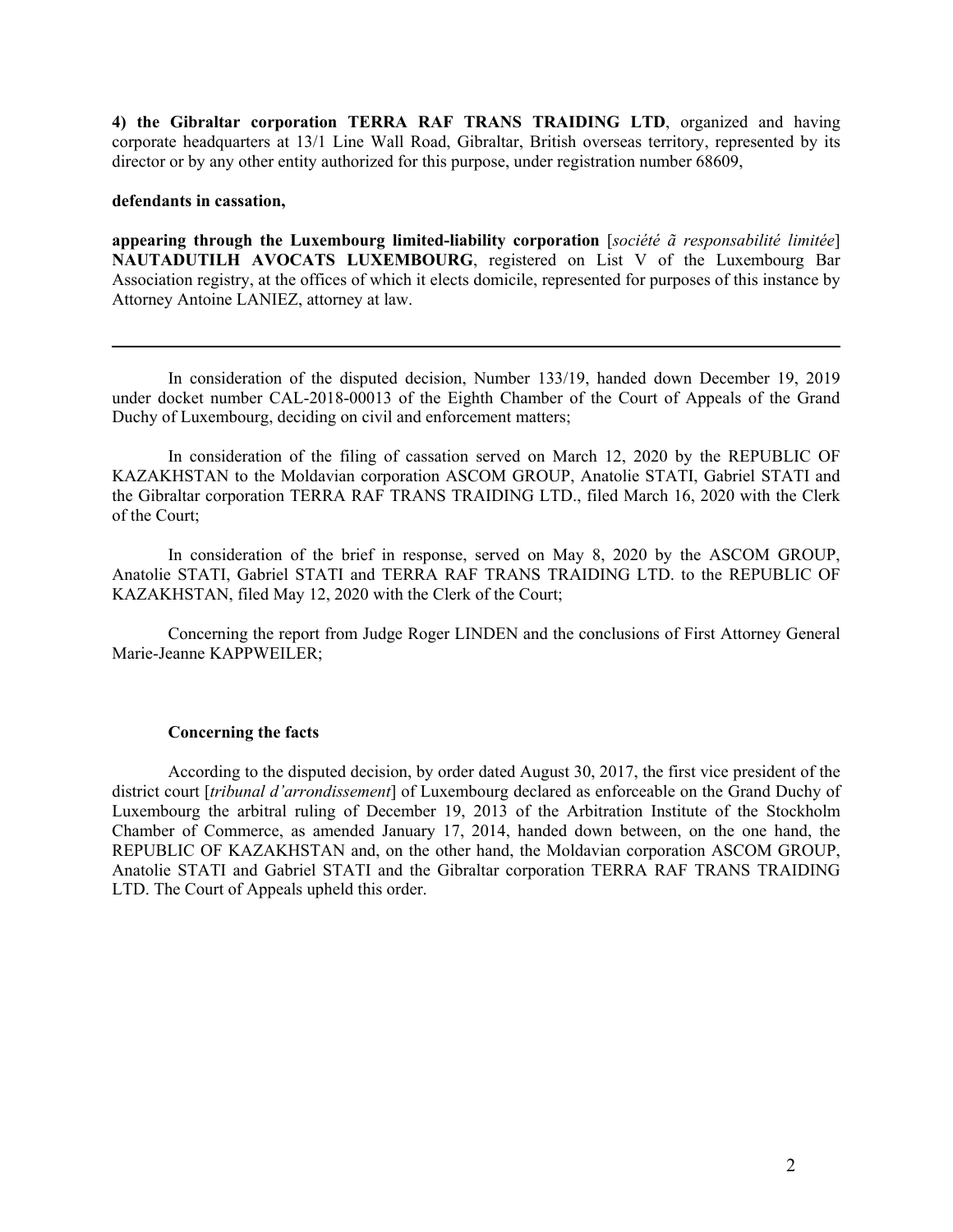**4) the Gibraltar corporation TERRA RAF TRANS TRAIDING LTD**, organized and having corporate headquarters at 13/1 Line Wall Road, Gibraltar, British overseas territory, represented by its director or by any other entity authorized for this purpose, under registration number 68609,

**defendants in cassation,**

**appearing through the Luxembourg limited-liability corporation** [*société ã responsabilité limitée*] **NAUTADUTILH AVOCATS LUXEMBOURG**, registered on List V of the Luxembourg Bar Association registry, at the offices of which it elects domicile, represented for purposes of this instance by Attorney Antoine LANIEZ, attorney at law.

---

In consideration of the disputed decision, Number 133/19, handed down December 19, 2019 under docket number CAL-2018-00013 of the Eighth Chamber of the Court of Appeals of the Grand Duchy of Luxembourg, deciding on civil and enforcement matters;

In consideration of the filing of cassation served on March 12, 2020 by the REPUBLIC OF KAZAKHSTAN to the Moldavian corporation ASCOM GROUP, Anatolie STATI, Gabriel STATI and the Gibraltar corporation TERRA RAF TRANS TRAIDING LTD., filed March 16, 2020 with the Clerk of the Court;

In consideration of the brief in response, served on May 8, 2020 by the ASCOM GROUP, Anatolie STATI, Gabriel STATI and TERRA RAF TRANS TRAIDING LTD. to the REPUBLIC OF KAZAKHSTAN, filed May 12, 2020 with the Clerk of the Court;

Concerning the report from Judge Roger LINDEN and the conclusions of First Attorney General Marie-Jeanne KAPPWEILER;

**Concerning the facts**

According to the disputed decision, by order dated August 30, 2017, the first vice president of the district court [*tribunal d'arrondissement*] of Luxembourg declared as enforceable on the Grand Duchy of Luxembourg the arbitral ruling of December 19, 2013 of the Arbitration Institute of the Stockholm Chamber of Commerce, as amended January 17, 2014, handed down between, on the one hand, the REPUBLIC OF KAZAKHSTAN and, on the other hand, the Moldavian corporation ASCOM GROUP, Anatolie STATI and Gabriel STATI and the Gibraltar corporation TERRA RAF TRANS TRAIDING LTD. The Court of Appeals upheld this order.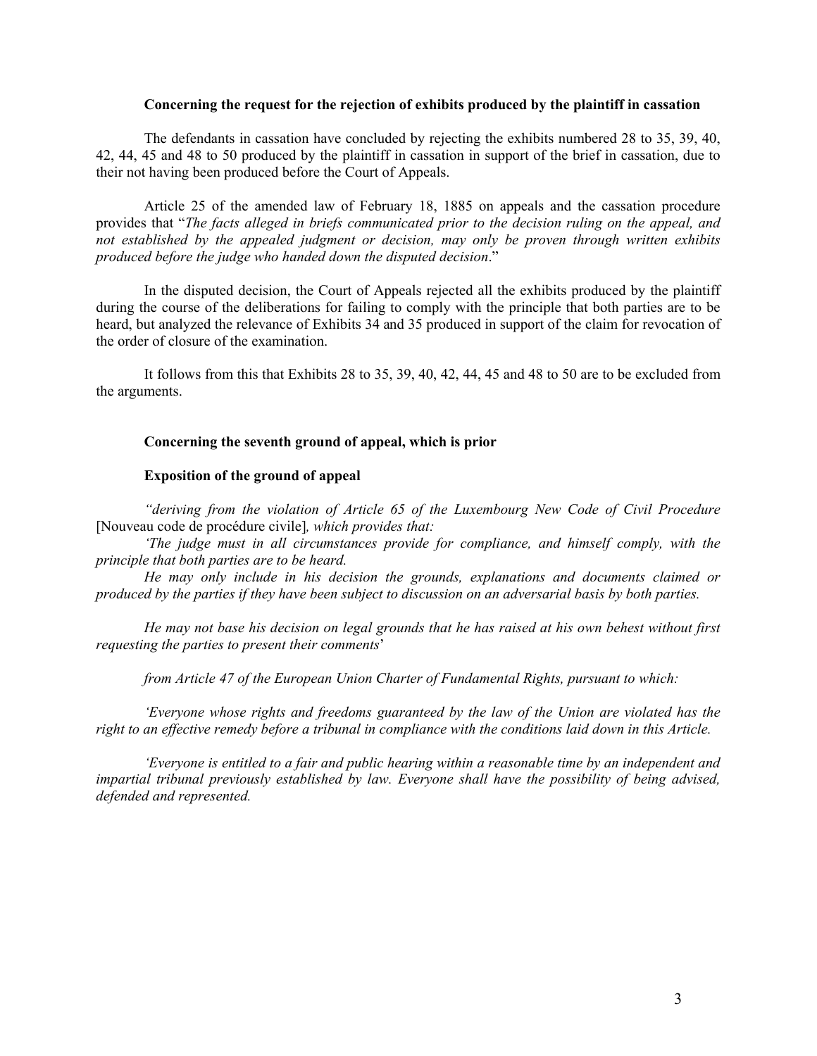**Concerning the request for the rejection of exhibits produced by the plaintiff in cassation**

The defendants in cassation have concluded by rejecting the exhibits numbered 28 to 35, 39, 40, 42, 44, 45 and 48 to 50 produced by the plaintiff in cassation in support of the brief in cassation, due to their not having been produced before the Court of Appeals.

Article 25 of the amended law of February 18, 1885 on appeals and the cassation procedure provides that "*The facts alleged in briefs communicated prior to the decision ruling on the appeal, and not established by the appealed judgment or decision, may only be proven through written exhibits produced before the judge who handed down the disputed decision*."

In the disputed decision, the Court of Appeals rejected all the exhibits produced by the plaintiff during the course of the deliberations for failing to comply with the principle that both parties are to be heard, but analyzed the relevance of Exhibits 34 and 35 produced in support of the claim for revocation of the order of closure of the examination.

It follows from this that Exhibits 28 to 35, 39, 40, 42, 44, 45 and 48 to 50 are to be excluded from the arguments.

**Concerning the seventh ground of appeal, which is prior**

**Exposition of the ground of appeal**

*"deriving from the violation of Article 65 of the Luxembourg New Code of Civil Procedure* [Nouveau code de procédure civile]*, which provides that:*

*'The judge must in all circumstances provide for compliance, and himself comply, with the principle that both parties are to be heard.*

*He may only include in his decision the grounds, explanations and documents claimed or produced by the parties if they have been subject to discussion on an adversarial basis by both parties.*

*He may not base his decision on legal grounds that he has raised at his own behest without first requesting the parties to present their comments'*

*from Article 47 of the European Union Charter of Fundamental Rights, pursuant to which:*

*'Everyone whose rights and freedoms guaranteed by the law of the Union are violated has the right to an effective remedy before a tribunal in compliance with the conditions laid down in this Article.*

*'Everyone is entitled to a fair and public hearing within a reasonable time by an independent and impartial tribunal previously established by law. Everyone shall have the possibility of being advised, defended and represented.*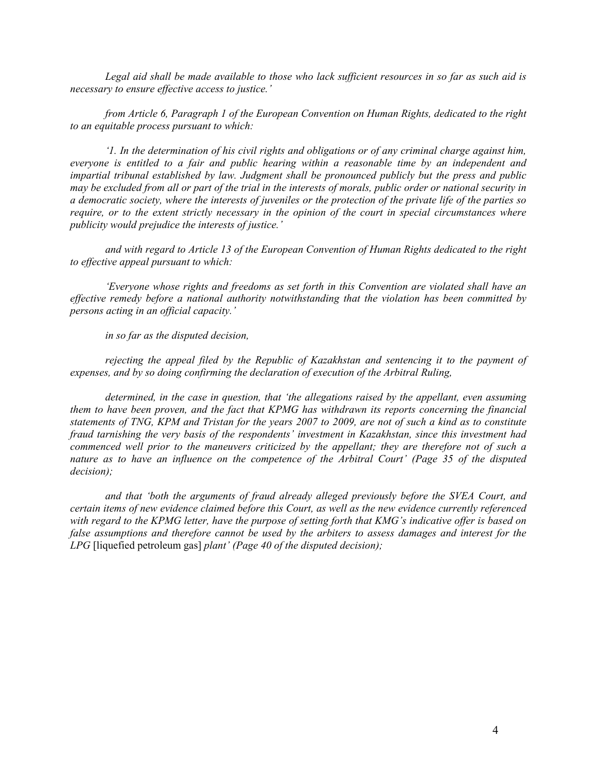*Legal aid shall be made available to those who lack sufficient resources in so far as such aid is necessary to ensure effective access to justice.'*

*from Article 6, Paragraph 1 of the European Convention on Human Rights, dedicated to the right to an equitable process pursuant to which:*

*'1. In the determination of his civil rights and obligations or of any criminal charge against him, everyone is entitled to a fair and public hearing within a reasonable time by an independent and impartial tribunal established by law. Judgment shall be pronounced publicly but the press and public may be excluded from all or part of the trial in the interests of morals, public order or national security in a democratic society, where the interests of juveniles or the protection of the private life of the parties so require, or to the extent strictly necessary in the opinion of the court in special circumstances where publicity would prejudice the interests of justice.'*

*and with regard to Article 13 of the European Convention of Human Rights dedicated to the right to effective appeal pursuant to which:*

*'Everyone whose rights and freedoms as set forth in this Convention are violated shall have an effective remedy before a national authority notwithstanding that the violation has been committed by persons acting in an official capacity.'*

*in so far as the disputed decision,*

*rejecting the appeal filed by the Republic of Kazakhstan and sentencing it to the payment of expenses, and by so doing confirming the declaration of execution of the Arbitral Ruling,*

*determined, in the case in question, that 'the allegations raised by the appellant, even assuming them to have been proven, and the fact that KPMG has withdrawn its reports concerning the financial statements of TNG, KPM and Tristan for the years 2007 to 2009, are not of such a kind as to constitute fraud tarnishing the very basis of the respondents' investment in Kazakhstan, since this investment had commenced well prior to the maneuvers criticized by the appellant; they are therefore not of such a nature as to have an influence on the competence of the Arbitral Court' (Page 35 of the disputed decision);*

*and that 'both the arguments of fraud already alleged previously before the SVEA Court, and certain items of new evidence claimed before this Court, as well as the new evidence currently referenced with regard to the KPMG letter, have the purpose of setting forth that KMG's indicative offer is based on false assumptions and therefore cannot be used by the arbiters to assess damages and interest for the LPG* [liquefied petroleum gas] *plant' (Page 40 of the disputed decision);*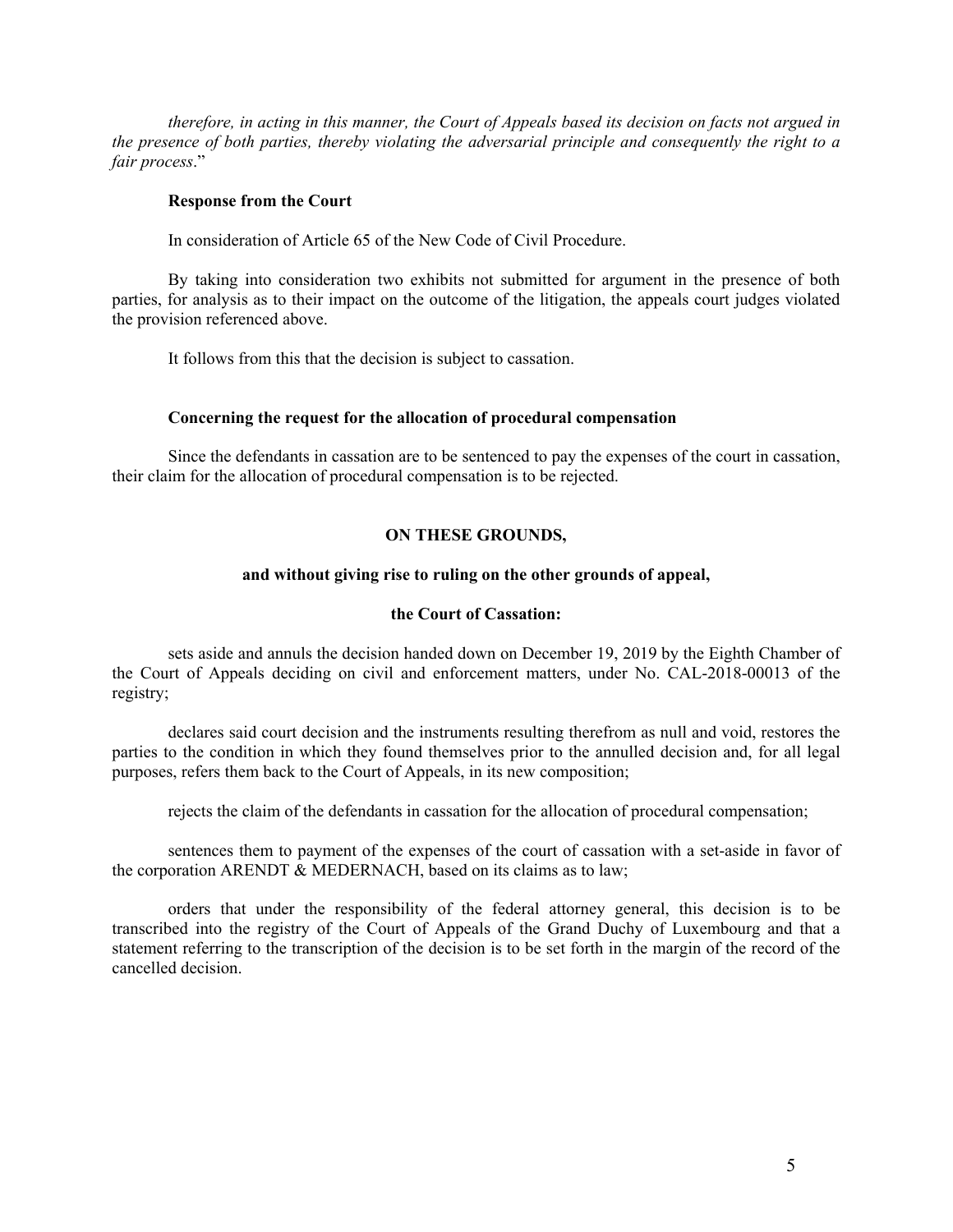*therefore, in acting in this manner, the Court of Appeals based its decision on facts not argued in the presence of both parties, thereby violating the adversarial principle and consequently the right to a fair process*."

**Response from the Court**

In consideration of Article 65 of the New Code of Civil Procedure.

By taking into consideration two exhibits not submitted for argument in the presence of both parties, for analysis as to their impact on the outcome of the litigation, the appeals court judges violated the provision referenced above.

It follows from this that the decision is subject to cassation.

**Concerning the request for the allocation of procedural compensation**

Since the defendants in cassation are to be sentenced to pay the expenses of the court in cassation, their claim for the allocation of procedural compensation is to be rejected.

**ON THESE GROUNDS,**

**and without giving rise to ruling on the other grounds of appeal,**

**the Court of Cassation:**

sets aside and annuls the decision handed down on December 19, 2019 by the Eighth Chamber of the Court of Appeals deciding on civil and enforcement matters, under No. CAL-2018-00013 of the registry;

declares said court decision and the instruments resulting therefrom as null and void, restores the parties to the condition in which they found themselves prior to the annulled decision and, for all legal purposes, refers them back to the Court of Appeals, in its new composition;

rejects the claim of the defendants in cassation for the allocation of procedural compensation;

sentences them to payment of the expenses of the court of cassation with a set-aside in favor of the corporation ARENDT & MEDERNACH, based on its claims as to law;

orders that under the responsibility of the federal attorney general, this decision is to be transcribed into the registry of the Court of Appeals of the Grand Duchy of Luxembourg and that a statement referring to the transcription of the decision is to be set forth in the margin of the record of the cancelled decision.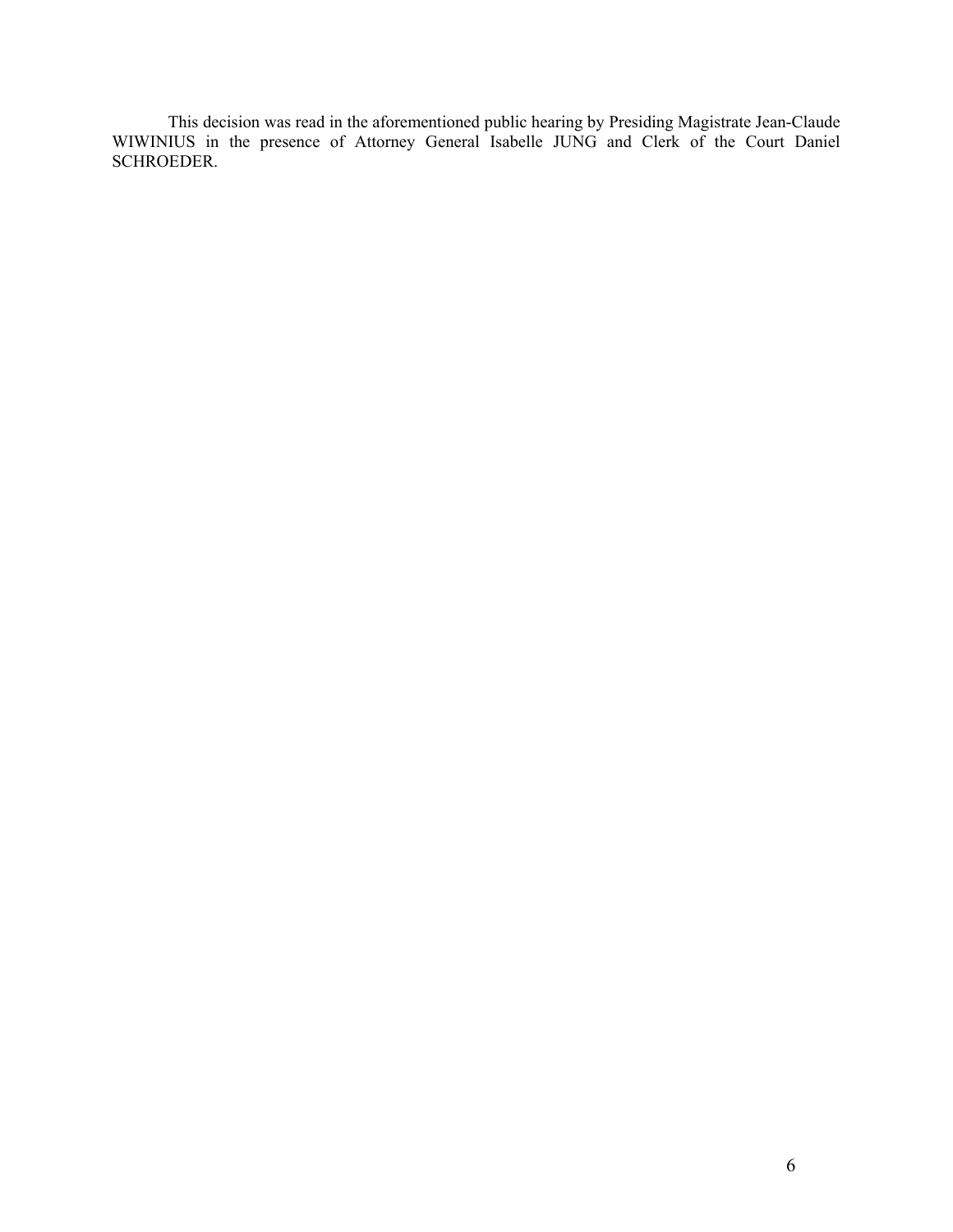This decision was read in the aforementioned public hearing by Presiding Magistrate Jean-Claude WIWINIUS in the presence of Attorney General Isabelle JUNG and Clerk of the Court Daniel SCHROEDER.